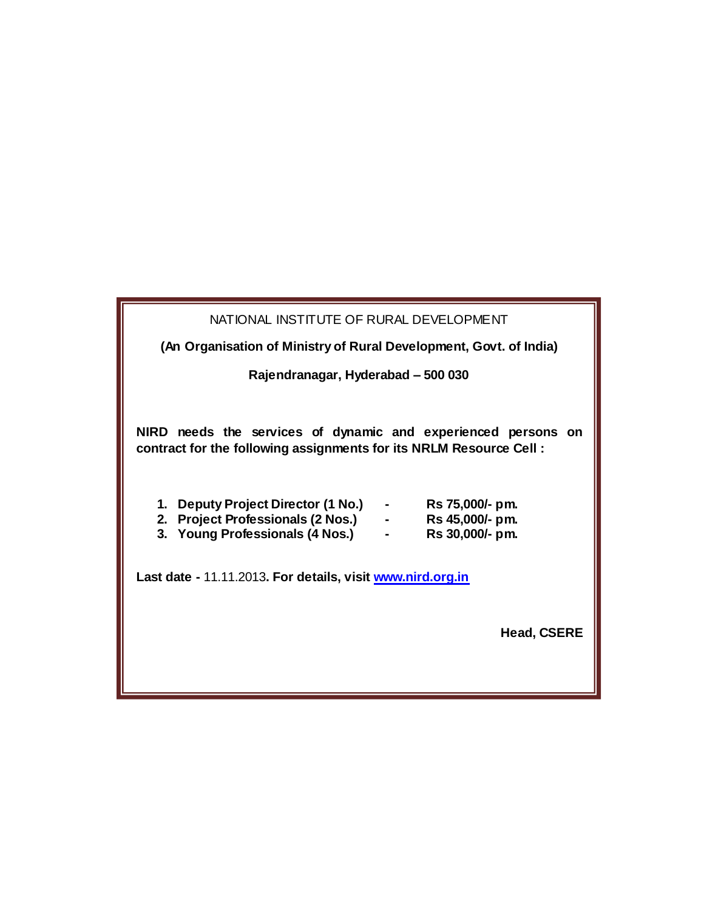NATIONAL INSTITUTE OF RURAL DEVELOPMENT

**(An Organisation of Ministry of Rural Development, Govt. of India)**

**Rajendranagar, Hyderabad – 500 030**

**NIRD needs the services of dynamic and experienced persons on contract for the following assignments for its NRLM Resource Cell :**

1. **Deputy Project Director (1 No.) - Rs 75,000/- pm.**
2. **Project Professionals (2 Nos.) - Rs 45,000/- pm.**
3. **Young Professionals (4 Nos.) - Rs 30,000/- pm.**

**Last date -** 11.11.2013**. For details, visit [www.nird.org.in](www.nird.org.in)**

**Head, CSERE**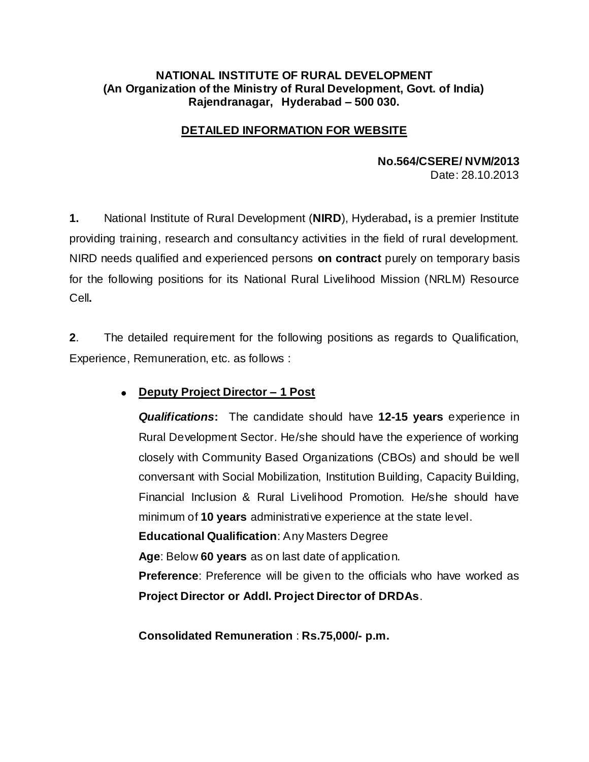**NATIONAL INSTITUTE OF RURAL DEVELOPMENT**
**(An Organization of the Ministry of Rural Development, Govt. of India)**
**Rajendranagar, Hyderabad – 500 030.**

## DETAILED INFORMATION FOR WEBSITE

**No.564/CSERE/ NVM/2013**
Date: 28.10.2013

**1.** National Institute of Rural Development (**NIRD**), Hyderabad**,** is a premier Institute providing training, research and consultancy activities in the field of rural development. NIRD needs qualified and experienced persons **on contract** purely on temporary basis for the following positions for its National Rural Livelihood Mission (NRLM) Resource Cell**.**

**2**. The detailed requirement for the following positions as regards to Qualification, Experience, Remuneration, etc. as follows :

- **Deputy Project Director – 1 Post**

  ***Qualifications*:** The candidate should have **12-15 years** experience in Rural Development Sector. He/she should have the experience of working closely with Community Based Organizations (CBOs) and should be well conversant with Social Mobilization, Institution Building, Capacity Building, Financial Inclusion & Rural Livelihood Promotion. He/she should have minimum of **10 years** administrative experience at the state level.

  **Educational Qualification**: Any Masters Degree

  **Age**: Below **60 years** as on last date of application.

  **Preference**: Preference will be given to the officials who have worked as **Project Director or Addl. Project Director of DRDAs**.

  **Consolidated Remuneration** : **Rs.75,000/- p.m.**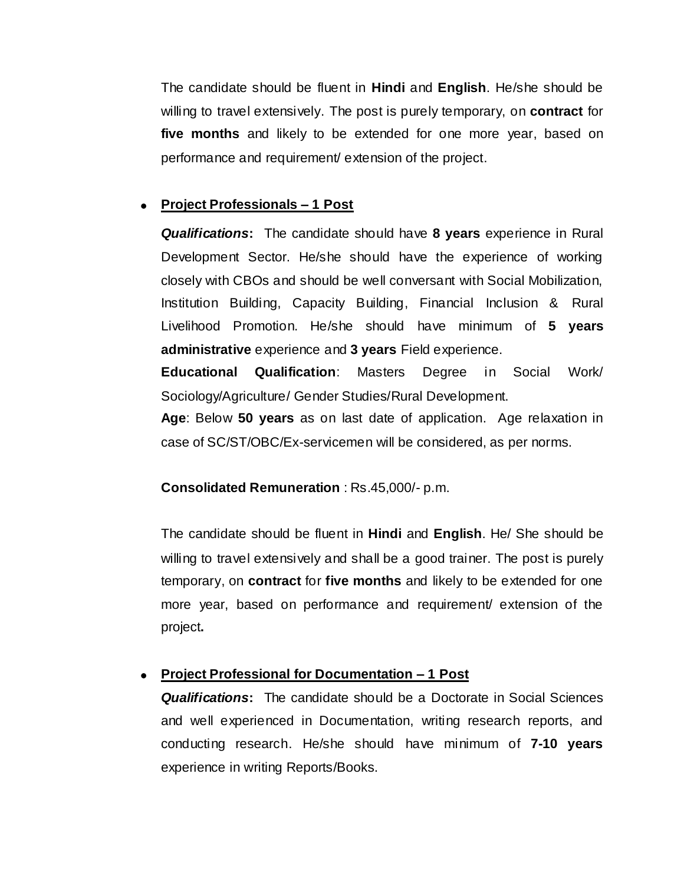The candidate should be fluent in **Hindi** and **English**. He/she should be willing to travel extensively. The post is purely temporary, on **contract** for **five months** and likely to be extended for one more year, based on performance and requirement/ extension of the project.

- **Project Professionals – 1 Post**

  ***Qualifications*****:** The candidate should have **8 years** experience in Rural Development Sector. He/she should have the experience of working closely with CBOs and should be well conversant with Social Mobilization, Institution Building, Capacity Building, Financial Inclusion & Rural Livelihood Promotion. He/she should have minimum of **5 years administrative** experience and **3 years** Field experience.

  **Educational Qualification**: Masters Degree in Social Work/ Sociology/Agriculture/ Gender Studies/Rural Development.

  **Age**: Below **50 years** as on last date of application. Age relaxation in case of SC/ST/OBC/Ex-servicemen will be considered, as per norms.

  **Consolidated Remuneration** : Rs.45,000/- p.m.

  The candidate should be fluent in **Hindi** and **English**. He/ She should be willing to travel extensively and shall be a good trainer. The post is purely temporary, on **contract** for **five months** and likely to be extended for one more year, based on performance and requirement/ extension of the project**.**

- **Project Professional for Documentation – 1 Post**

  ***Qualifications*****:** The candidate should be a Doctorate in Social Sciences and well experienced in Documentation, writing research reports, and conducting research. He/she should have minimum of **7-10 years** experience in writing Reports/Books.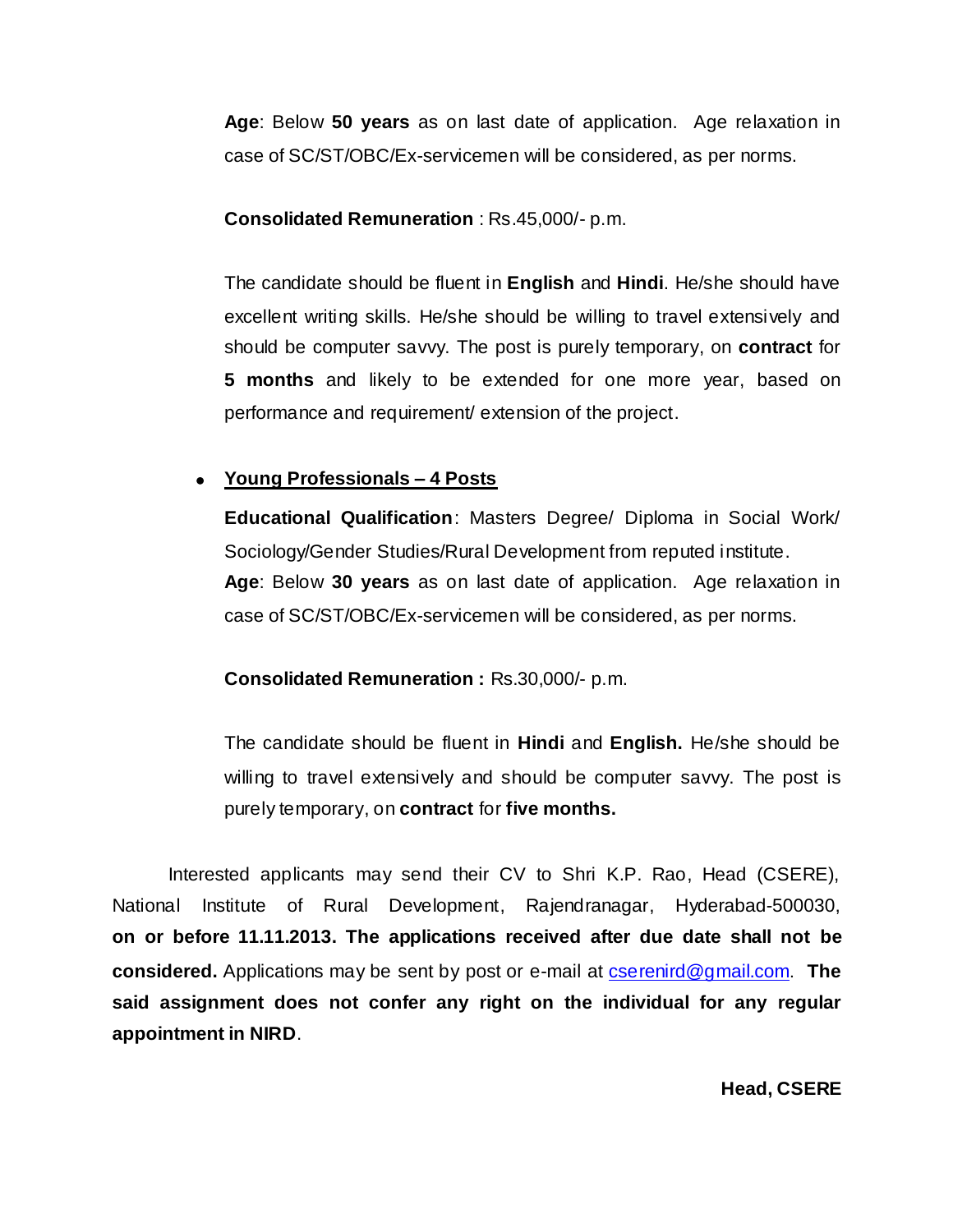**Age**: Below **50 years** as on last date of application. Age relaxation in case of SC/ST/OBC/Ex-servicemen will be considered, as per norms.

**Consolidated Remuneration** : Rs.45,000/- p.m.

The candidate should be fluent in **English** and **Hindi**. He/she should have excellent writing skills. He/she should be willing to travel extensively and should be computer savvy. The post is purely temporary, on **contract** for **5 months** and likely to be extended for one more year, based on performance and requirement/ extension of the project.

- **Young Professionals – 4 Posts**

  **Educational Qualification**: Masters Degree/ Diploma in Social Work/ Sociology/Gender Studies/Rural Development from reputed institute.
  **Age**: Below **30 years** as on last date of application. Age relaxation in case of SC/ST/OBC/Ex-servicemen will be considered, as per norms.

  **Consolidated Remuneration :** Rs.30,000/- p.m.

  The candidate should be fluent in **Hindi** and **English.** He/she should be willing to travel extensively and should be computer savvy. The post is purely temporary, on **contract** for **five months.**

Interested applicants may send their CV to Shri K.P. Rao, Head (CSERE), National Institute of Rural Development, Rajendranagar, Hyderabad-500030, **on or before 11.11.2013. The applications received after due date shall not be considered.** Applications may be sent by post or e-mail at cserenird@gmail.com. **The said assignment does not confer any right on the individual for any regular appointment in NIRD**.

**Head, CSERE**